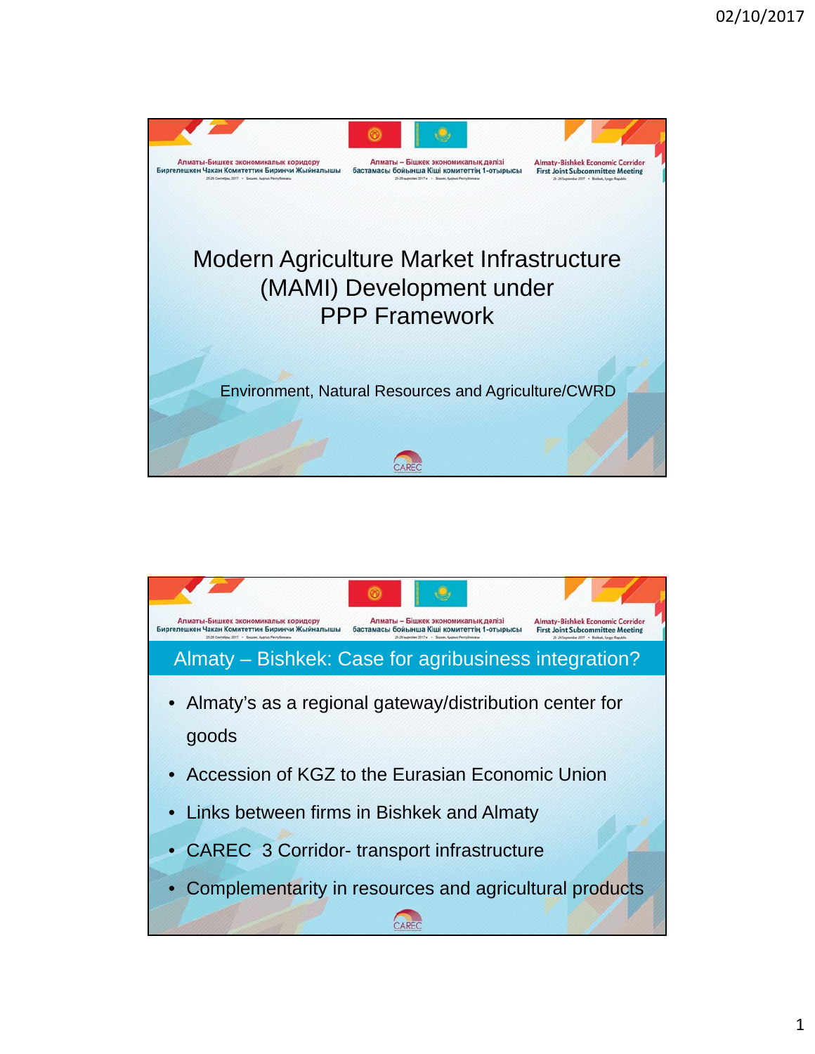# Modern Agriculture Market Infrastructure (MAMI) Development under PPP Framework

Environment, Natural Resources and Agriculture/CWRD

## Almaty – Bishkek: Case for agribusiness integration?

- Almaty's as a regional gateway/distribution center for goods
- Accession of KGZ to the Eurasian Economic Union
- Links between firms in Bishkek and Almaty
- CAREC 3 Corridor- transport infrastructure
- Complementarity in resources and agricultural products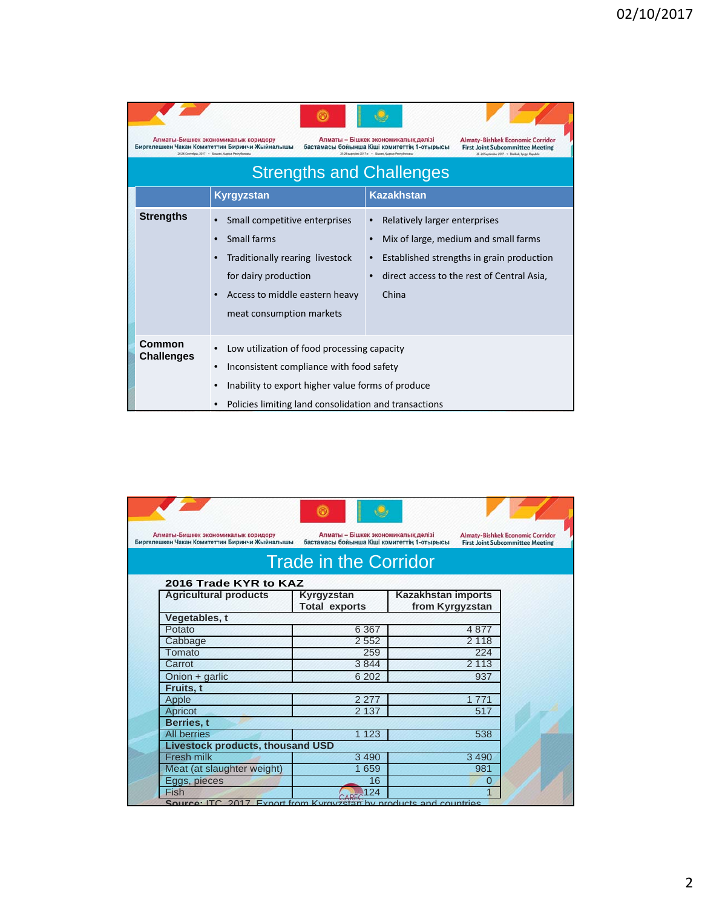Алматы-Бишкек экономикалык коридору
Бирлешкен Чакан Комитеттин Биринчи Жыйналышы

Алматы – Бішкек экономикалық дәлізі
бастамасы бойынша Кіші комитеттің 1-отырысы

Almaty-Bishkek Economic Corridor
First Joint Subcommittee Meeting

## Strengths and Challenges

| | Kyrgyzstan | Kazakhstan |
|---|---|---|
| **Strengths** | • Small competitive enterprises<br>• Small farms<br>• Traditionally rearing livestock for dairy production<br>• Access to middle eastern heavy meat consumption markets | • Relatively larger enterprises<br>• Mix of large, medium and small farms<br>• Established strengths in grain production<br>• direct access to the rest of Central Asia, China |
| **Common Challenges** | • Low utilization of food processing capacity<br>• Inconsistent compliance with food safety<br>• Inability to export higher value forms of produce<br>• Policies limiting land consolidation and transactions | |

Алматы-Бишкек экономикалык коридору
Бирлешкен Чакан Комитеттин Биринчи Жыйналышы

Алматы – Бішкек экономикалық дәлізі
бастамасы бойынша Кіші комитеттің 1-отырысы

Almaty-Bishkek Economic Corridor
First Joint Subcommittee Meeting

## Trade in the Corridor

**2016 Trade KYR to KAZ**

| Agricultural products | Kyrgyzstan Total exports | Kazakhstan imports from Kyrgyzstan |
|---|---|---|
| **Vegetables, t** | | |
| Potato | 6 367 | 4 877 |
| Cabbage | 2 552 | 2 118 |
| Tomato | 259 | 224 |
| Carrot | 3 844 | 2 113 |
| Onion + garlic | 6 202 | 937 |
| **Fruits, t** | | |
| Apple | 2 277 | 1 771 |
| Apricot | 2 137 | 517 |
| **Berries, t** | | |
| All berries | 1 123 | 538 |
| **Livestock products, thousand USD** | | |
| Fresh milk | 3 490 | 3 490 |
| Meat (at slaughter weight) | 1 659 | 981 |
| Eggs, pieces | 16 | 0 |
| Fish | 124 | 1 |

**Source:** ITC, 2017. Export from Kyrgyzstan by products and countries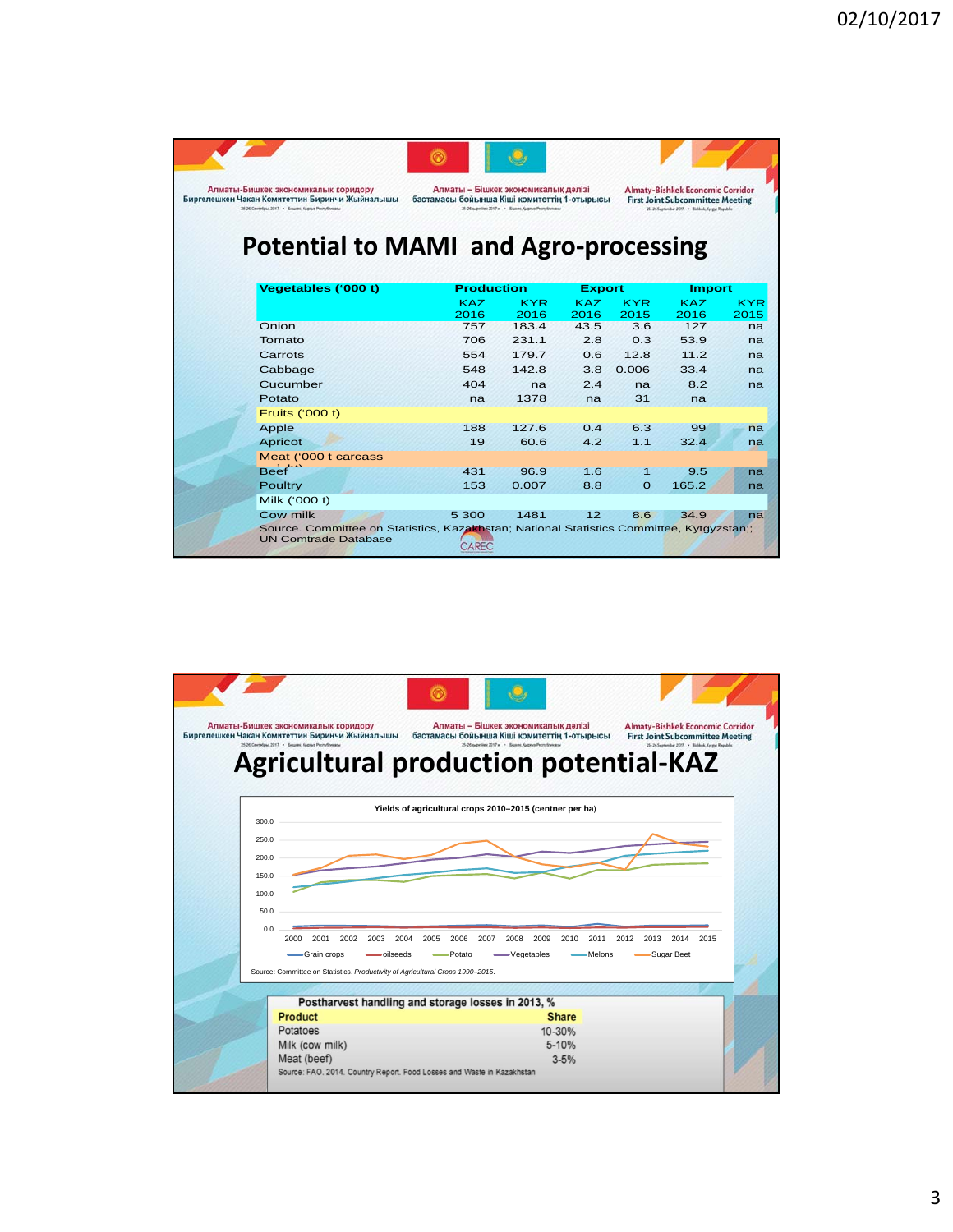Алматы-Бишкек экономикалык коридору
Биргелешкен Чакан Комитеттин Биринчи Жыйналышы

Алматы – Бішкек экономикалық дәлізі
бастамасы бойынша Кіші комитеттің 1-отырысы

Almaty-Bishkek Economic Corridor
First Joint Subcommittee Meeting

# Potential to MAMI and Agro-processing

| Vegetables ('000 t) | Production | | Export | | Import | |
|---|---|---|---|---|---|---|
| | KAZ 2016 | KYR 2016 | KAZ 2016 | KYR 2015 | KAZ 2016 | KYR 2015 |
| Onion | 757 | 183.4 | 43.5 | 3.6 | 127 | na |
| Tomato | 706 | 231.1 | 2.8 | 0.3 | 53.9 | na |
| Carrots | 554 | 179.7 | 0.6 | 12.8 | 11.2 | na |
| Cabbage | 548 | 142.8 | 3.8 | 0.006 | 33.4 | na |
| Cucumber | 404 | na | 2.4 | na | 8.2 | na |
| Potato | na | 1378 | na | 31 | na | |
| **Fruits ('000 t)** | | | | | | |
| Apple | 188 | 127.6 | 0.4 | 6.3 | 99 | na |
| Apricot | 19 | 60.6 | 4.2 | 1.1 | 32.4 | na |
| **Meat ('000 t carcass weight)** | | | | | | |
| Beef | 431 | 96.9 | 1.6 | 1 | 9.5 | na |
| Poultry | 153 | 0.007 | 8.8 | 0 | 165.2 | na |
| **Milk ('000 t)** | | | | | | |
| Cow milk | 5 300 | 1481 | 12 | 8.6 | 34.9 | na |

Source. Committee on Statistics, Kazakhstan; National Statistics Committee, Kytgyzstan;; UN Comtrade Database

CAREC

Алматы-Бишкек экономикалык коридору
Биргелешкен Чакан Комитеттин Биринчи Жыйналышы

Алматы – Бішкек экономикалық дәлізі
бастамасы бойынша Кіші комитеттің 1-отырысы

Almaty-Bishkek Economic Corridor
First Joint Subcommittee Meeting

# Agricultural production potential-KAZ

Yields of agricultural crops 2010–2015 (centner per ha)

300.0
250.0
200.0
150.0
100.0
50.0
0.0

2000 2001 2002 2003 2004 2005 2006 2007 2008 2009 2010 2011 2012 2013 2014 2015

Grain crops, oilseeds, Potato, Vegetables, Melons, Sugar Beet

Source: Committee on Statistics. *Productivity of Agricultural Crops 1990–2015.*

Postharvest handling and storage losses in 2013, %

| Product | Share |
|---|---|
| Potatoes | 10-30% |
| Milk (cow milk) | 5-10% |
| Meat (beef) | 3-5% |

Source: FAO. 2014. Country Report. Food Losses and Waste in Kazakhstan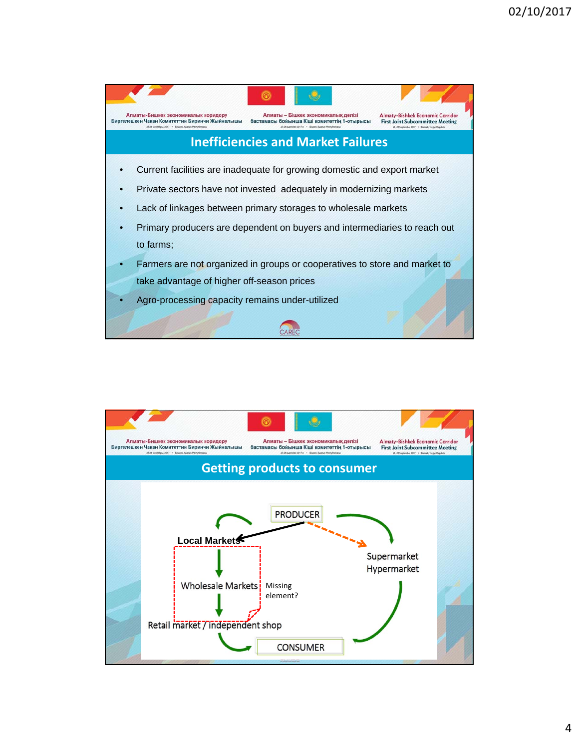## Inefficiencies and Market Failures

- Current facilities are inadequate for growing domestic and export market
- Private sectors have not invested adequately in modernizing markets
- Lack of linkages between primary storages to wholesale markets
- Primary producers are dependent on buyers and intermediaries to reach out to farms;
- Farmers are not organized in groups or cooperatives to store and market to take advantage of higher off-season prices
- Agro-processing capacity remains under-utilized

## Getting products to consumer

PRODUCER

Local Markets

Wholesale Markets

Missing element?

Retail market / independent shop

Supermarket
Hypermarket

CONSUMER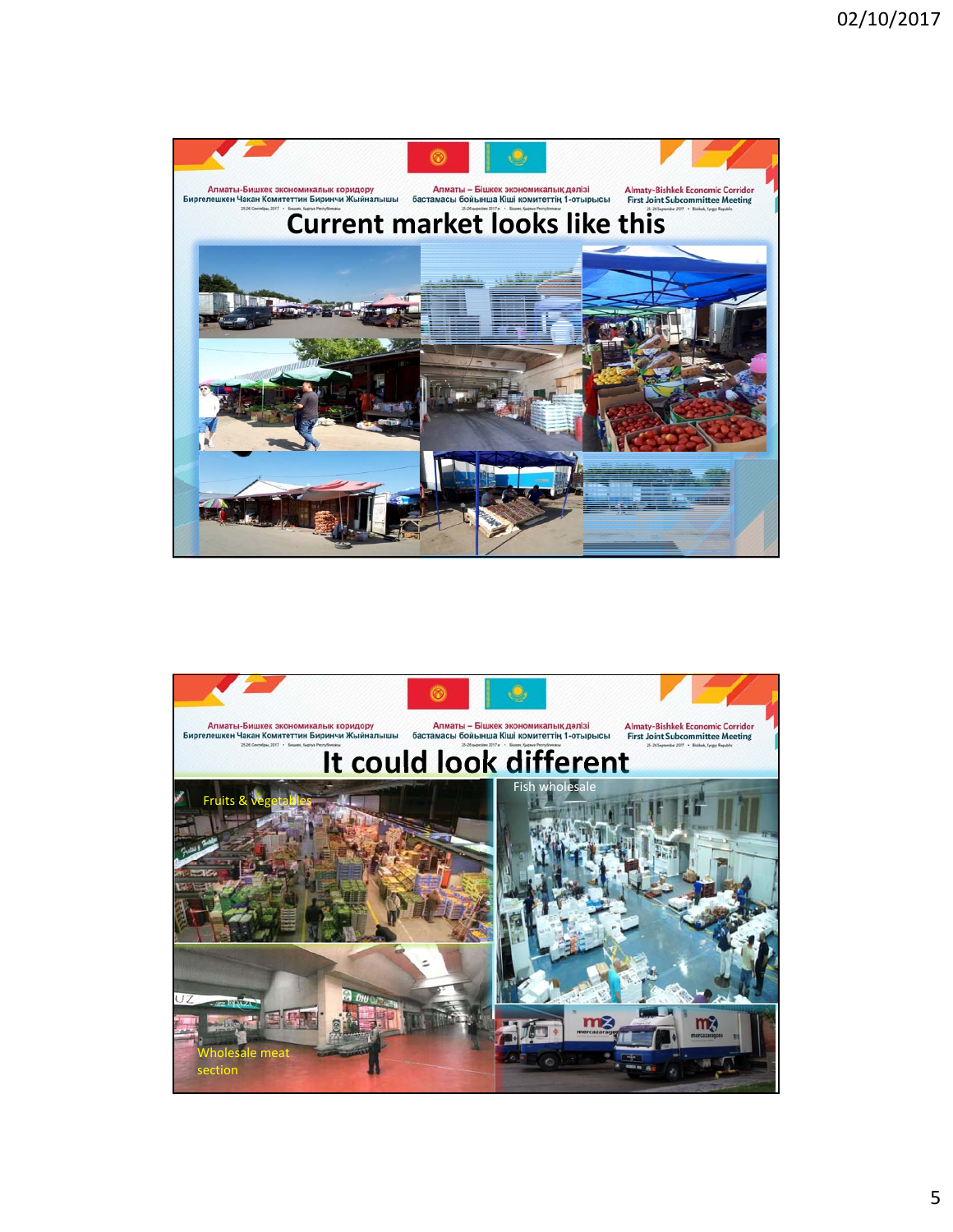Алматы-Бишкек экономикалык коридору
Биргелешкен Чакан Комитеттин Биринчи Жыйналышы

Алматы – Бішкек экономикалық дәлізі
бастамасы бойынша Кіші комитеттің 1-отырысы

Almaty-Bishkek Economic Corridor
First Joint Subcommittee Meeting

# Current market looks like this

Алматы-Бишкек экономикалык коридору
Биргелешкен Чакан Комитеттин Биринчи Жыйналышы

Алматы – Бішкек экономикалық дәлізі
бастамасы бойынша Кіші комитеттің 1-отырысы

Almaty-Bishkek Economic Corridor
First Joint Subcommittee Meeting

# It could look different

Fruits & vegetables

Fish wholesale

Wholesale meat section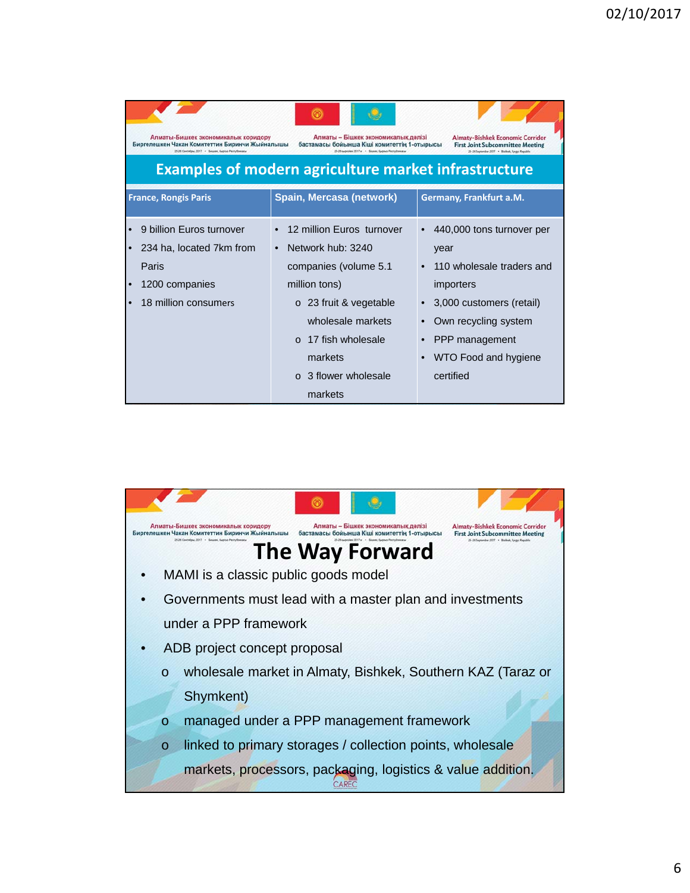## Examples of modern agriculture market infrastructure

| France, Rongis Paris | Spain, Mercasa (network) | Germany, Frankfurt a.M. |
|---|---|---|
| • 9 billion Euros turnover<br>• 234 ha, located 7km from Paris<br>• 1200 companies<br>• 18 million consumers | • 12 million Euros turnover<br>• Network hub: 3240 companies (volume 5.1 million tons)<br>o 23 fruit & vegetable wholesale markets<br>o 17 fish wholesale markets<br>o 3 flower wholesale markets | • 440,000 tons turnover per year<br>• 110 wholesale traders and importers<br>• 3,000 customers (retail)<br>• Own recycling system<br>• PPP management<br>• WTO Food and hygiene certified |

## The Way Forward

- MAMI is a classic public goods model
- Governments must lead with a master plan and investments under a PPP framework
- ADB project concept proposal
  - wholesale market in Almaty, Bishkek, Southern KAZ (Taraz or Shymkent)
  - managed under a PPP management framework
  - linked to primary storages / collection points, wholesale markets, processors, packaging, logistics & value addition.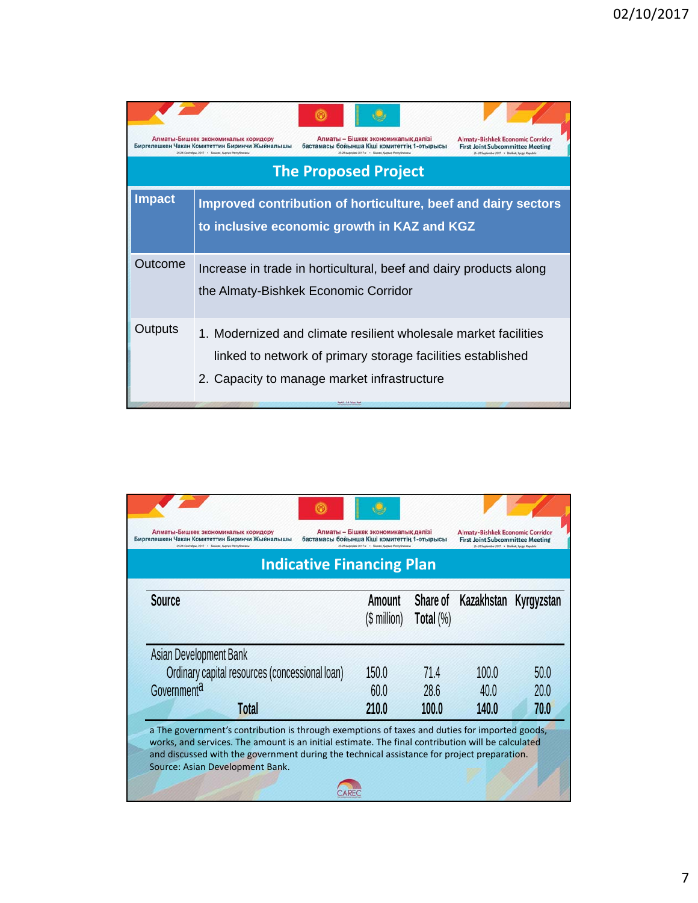## The Proposed Project

| | |
|---|---|
| **Impact** | **Improved contribution of horticulture, beef and dairy sectors to inclusive economic growth in KAZ and KGZ** |
| Outcome | Increase in trade in horticultural, beef and dairy products along the Almaty-Bishkek Economic Corridor |
| Outputs | 1. Modernized and climate resilient wholesale market facilities linked to network of primary storage facilities established<br>2. Capacity to manage market infrastructure |

## Indicative Financing Plan

| Source | Amount ($ million) | Share of Total (%) | Kazakhstan | Kyrgyzstan |
|---|---|---|---|---|
| Asian Development Bank | | | | |
| Ordinary capital resources (concessional loan) | 150.0 | 71.4 | 100.0 | 50.0 |
| Government[a] | 60.0 | 28.6 | 40.0 | 20.0 |
| **Total** | **210.0** | **100.0** | **140.0** | **70.0** |

a The government's contribution is through exemptions of taxes and duties for imported goods, works, and services. The amount is an initial estimate. The final contribution will be calculated and discussed with the government during the technical assistance for project preparation.
Source: Asian Development Bank.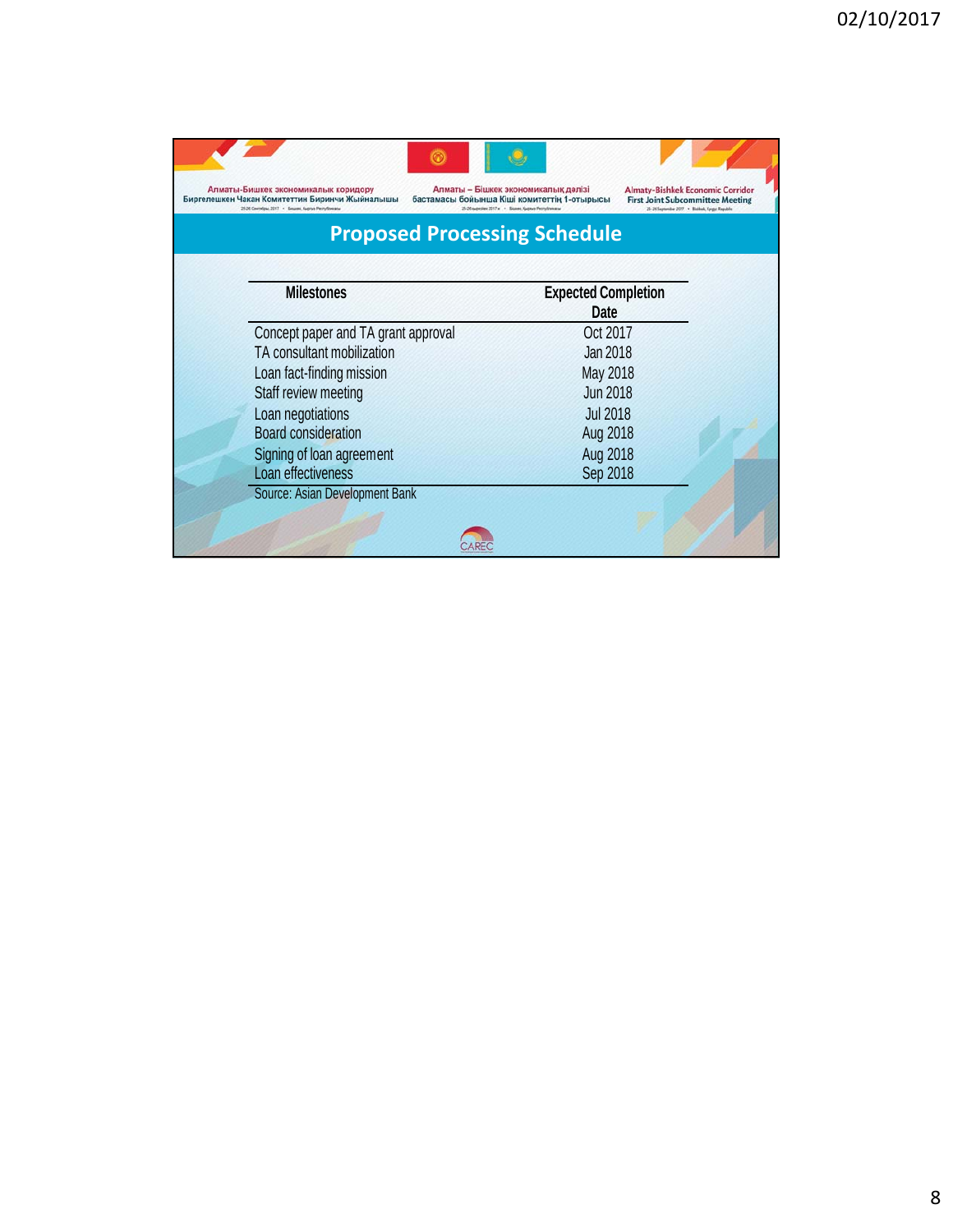Алматы-Бишкек экономикалык коридору
Биргелешкен Чакан Комитеттин Биринчи Жыйналышы

Алматы – Бішкек экономикалық дәлізі
бастамасы бойынша Кіші комитеттің 1-отырысы

Almaty-Bishkek Economic Corridor
First Joint Subcommittee Meeting

## Proposed Processing Schedule

| Milestones | Expected Completion Date |
|---|---|
| Concept paper and TA grant approval | Oct 2017 |
| TA consultant mobilization | Jan 2018 |
| Loan fact-finding mission | May 2018 |
| Staff review meeting | Jun 2018 |
| Loan negotiations | Jul 2018 |
| Board consideration | Aug 2018 |
| Signing of loan agreement | Aug 2018 |
| Loan effectiveness | Sep 2018 |

Source: Asian Development Bank

CAREC